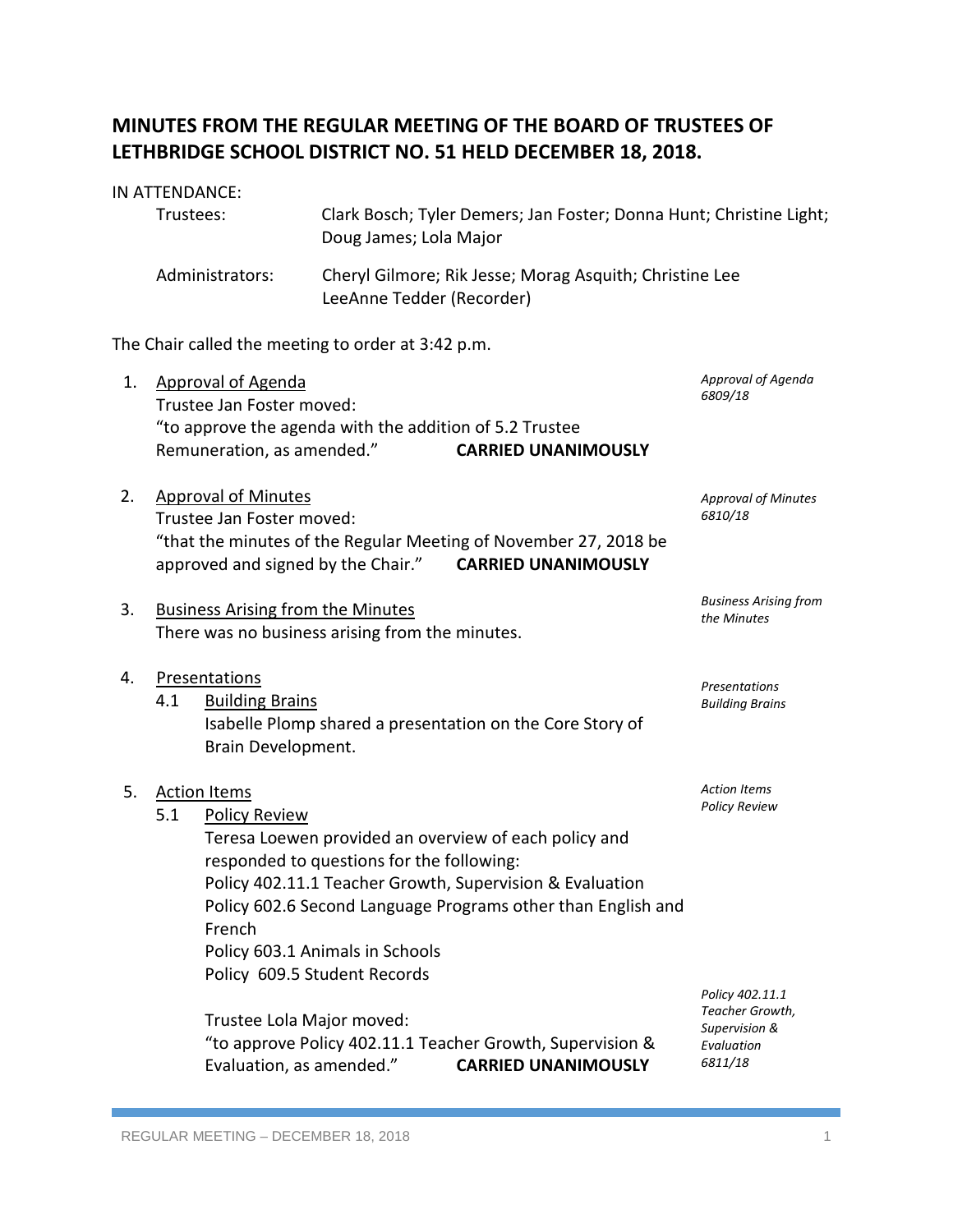# MINUTES FROM THE REGULAR MEETING OF THE BOARD OF TRUSTEES OF LETHBRIDGE SCHOOL DISTRICT NO. 51 HELD DECEMBER 18, 2018.

IN ATTENDANCE:

| | |
|---|---|
| Trustees: | Clark Bosch; Tyler Demers; Jan Foster; Donna Hunt; Christine Light; Doug James; Lola Major |
| Administrators: | Cheryl Gilmore; Rik Jesse; Morag Asquith; Christine Lee LeeAnne Tedder (Recorder) |

The Chair called the meeting to order at 3:42 p.m.

1. Approval of Agenda

   *Approval of Agenda 6809/18*

   Trustee Jan Foster moved:
   "to approve the agenda with the addition of 5.2 Trustee Remuneration, as amended." **CARRIED UNANIMOUSLY**

2. Approval of Minutes

   *Approval of Minutes 6810/18*

   Trustee Jan Foster moved:
   "that the minutes of the Regular Meeting of November 27, 2018 be approved and signed by the Chair." **CARRIED UNANIMOUSLY**

3. Business Arising from the Minutes

   *Business Arising from the Minutes*

   There was no business arising from the minutes.

4. Presentations

   *Presentations Building Brains*

   4.1 Building Brains
   Isabelle Plomp shared a presentation on the Core Story of Brain Development.

5. Action Items

   *Action Items Policy Review*

   5.1 Policy Review
   Teresa Loewen provided an overview of each policy and responded to questions for the following:
   Policy 402.11.1 Teacher Growth, Supervision & Evaluation
   Policy 602.6 Second Language Programs other than English and French
   Policy 603.1 Animals in Schools
   Policy 609.5 Student Records

   *Policy 402.11.1 Teacher Growth, Supervision & Evaluation 6811/18*

   Trustee Lola Major moved:
   "to approve Policy 402.11.1 Teacher Growth, Supervision & Evaluation, as amended." **CARRIED UNANIMOUSLY**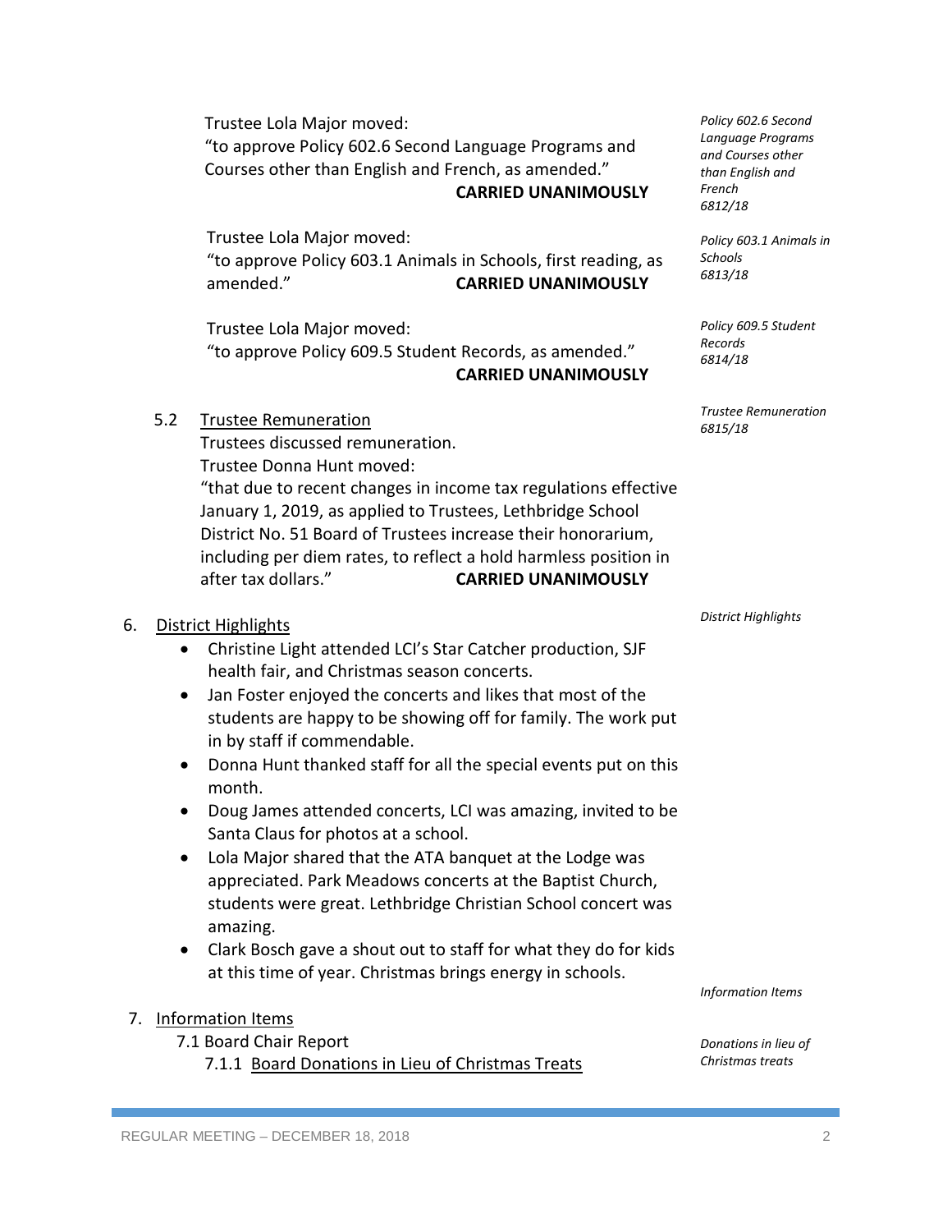Trustee Lola Major moved:
"to approve Policy 602.6 Second Language Programs and Courses other than English and French, as amended."
**CARRIED UNANIMOUSLY**

*Policy 602.6 Second Language Programs and Courses other than English and French 6812/18*

Trustee Lola Major moved:
"to approve Policy 603.1 Animals in Schools, first reading, as amended." **CARRIED UNANIMOUSLY**

*Policy 603.1 Animals in Schools 6813/18*

Trustee Lola Major moved:
"to approve Policy 609.5 Student Records, as amended."
**CARRIED UNANIMOUSLY**

*Policy 609.5 Student Records 6814/18*

5.2 Trustee Remuneration

*Trustee Remuneration 6815/18*

Trustees discussed remuneration.
Trustee Donna Hunt moved:
"that due to recent changes in income tax regulations effective January 1, 2019, as applied to Trustees, Lethbridge School District No. 51 Board of Trustees increase their honorarium, including per diem rates, to reflect a hold harmless position in after tax dollars." **CARRIED UNANIMOUSLY**

## 6. District Highlights

*District Highlights*

- Christine Light attended LCI's Star Catcher production, SJF health fair, and Christmas season concerts.
- Jan Foster enjoyed the concerts and likes that most of the students are happy to be showing off for family. The work put in by staff if commendable.
- Donna Hunt thanked staff for all the special events put on this month.
- Doug James attended concerts, LCI was amazing, invited to be Santa Claus for photos at a school.
- Lola Major shared that the ATA banquet at the Lodge was appreciated. Park Meadows concerts at the Baptist Church, students were great. Lethbridge Christian School concert was amazing.
- Clark Bosch gave a shout out to staff for what they do for kids at this time of year. Christmas brings energy in schools.

## 7. Information Items

*Information Items*

7.1 Board Chair Report

7.1.1 Board Donations in Lieu of Christmas Treats

*Donations in lieu of Christmas treats*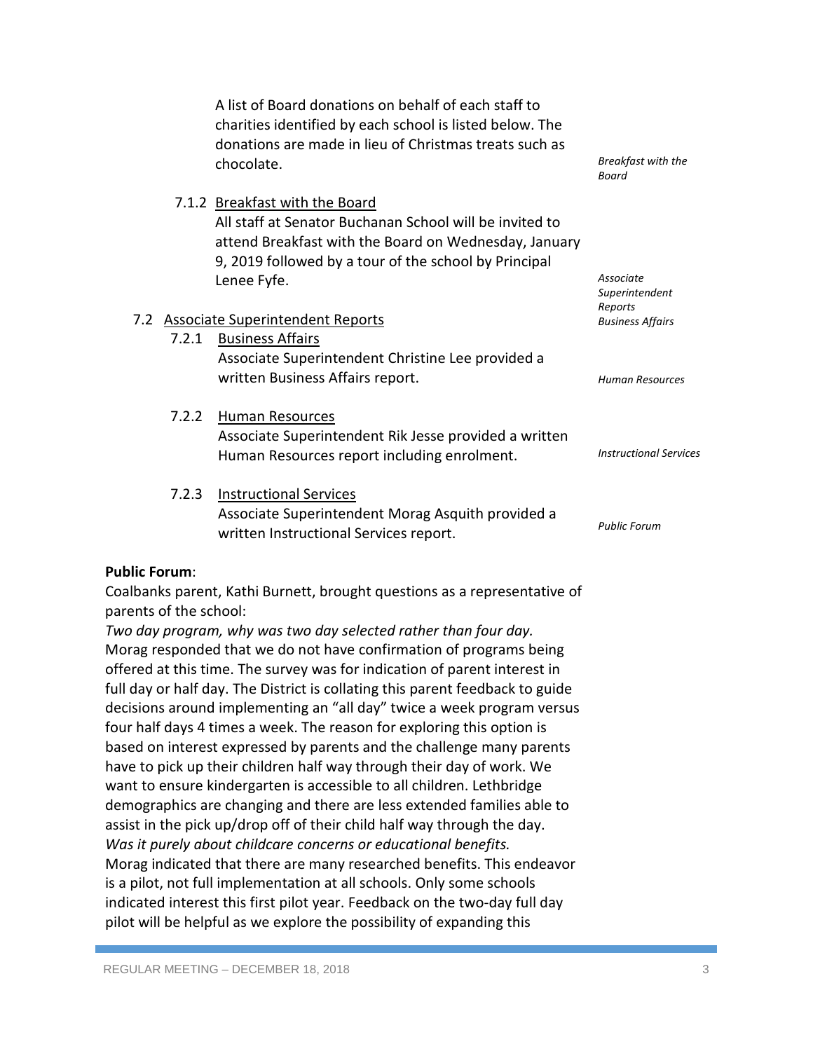A list of Board donations on behalf of each staff to charities identified by each school is listed below. The donations are made in lieu of Christmas treats such as chocolate.

*Breakfast with the Board*

7.1.2 Breakfast with the Board
All staff at Senator Buchanan School will be invited to attend Breakfast with the Board on Wednesday, January 9, 2019 followed by a tour of the school by Principal Lenee Fyfe.

*Associate Superintendent Reports*
*Business Affairs*

7.2 Associate Superintendent Reports

7.2.1 Business Affairs
Associate Superintendent Christine Lee provided a written Business Affairs report.

*Human Resources*

7.2.2 Human Resources
Associate Superintendent Rik Jesse provided a written Human Resources report including enrolment.

*Instructional Services*

7.2.3 Instructional Services
Associate Superintendent Morag Asquith provided a written Instructional Services report.

*Public Forum*

**Public Forum**:
Coalbanks parent, Kathi Burnett, brought questions as a representative of parents of the school:
*Two day program, why was two day selected rather than four day.*
Morag responded that we do not have confirmation of programs being offered at this time. The survey was for indication of parent interest in full day or half day. The District is collating this parent feedback to guide decisions around implementing an "all day" twice a week program versus four half days 4 times a week. The reason for exploring this option is based on interest expressed by parents and the challenge many parents have to pick up their children half way through their day of work. We want to ensure kindergarten is accessible to all children. Lethbridge demographics are changing and there are less extended families able to assist in the pick up/drop off of their child half way through the day.
*Was it purely about childcare concerns or educational benefits.*
Morag indicated that there are many researched benefits. This endeavor is a pilot, not full implementation at all schools. Only some schools indicated interest this first pilot year. Feedback on the two-day full day pilot will be helpful as we explore the possibility of expanding this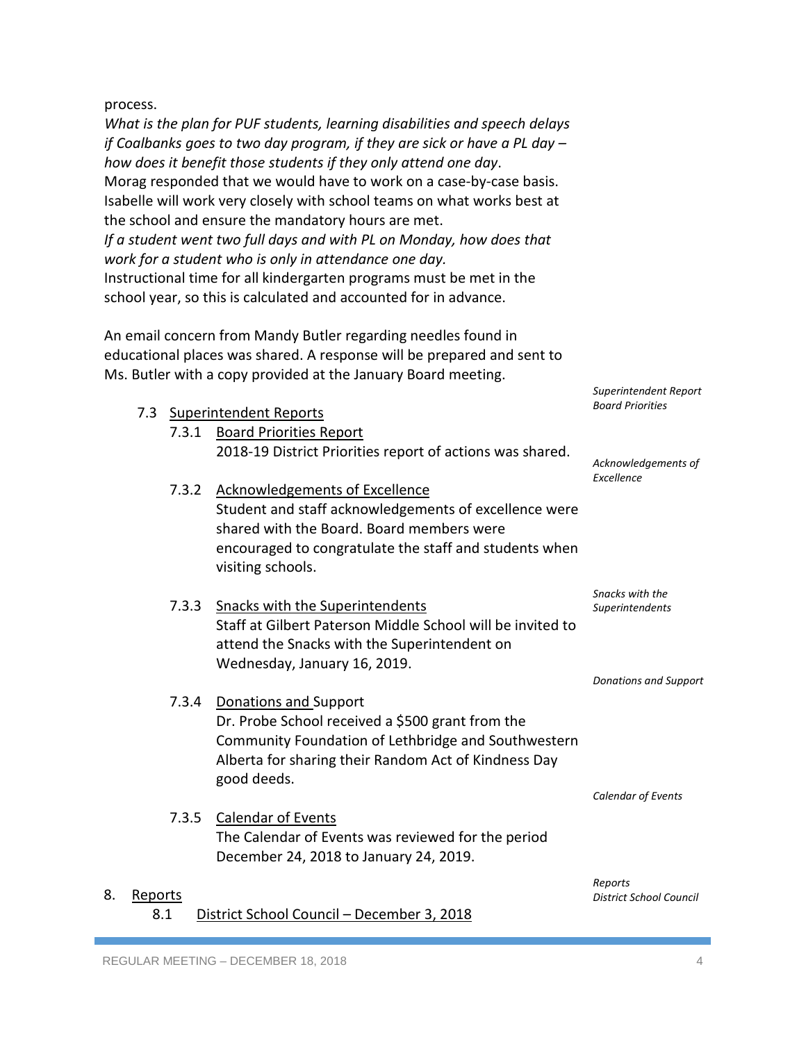process.

*What is the plan for PUF students, learning disabilities and speech delays if Coalbanks goes to two day program, if they are sick or have a PL day – how does it benefit those students if they only attend one day*.

Morag responded that we would have to work on a case-by-case basis. Isabelle will work very closely with school teams on what works best at the school and ensure the mandatory hours are met.

*If a student went two full days and with PL on Monday, how does that work for a student who is only in attendance one day.*

Instructional time for all kindergarten programs must be met in the school year, so this is calculated and accounted for in advance.

An email concern from Mandy Butler regarding needles found in educational places was shared. A response will be prepared and sent to Ms. Butler with a copy provided at the January Board meeting.

*Superintendent Report*
*Board Priorities*

7.3 Superintendent Reports

7.3.1 Board Priorities Report

2018-19 District Priorities report of actions was shared.

*Acknowledgements of Excellence*

7.3.2 Acknowledgements of Excellence

Student and staff acknowledgements of excellence were shared with the Board. Board members were encouraged to congratulate the staff and students when visiting schools.

*Snacks with the Superintendents*

7.3.3 Snacks with the Superintendents

Staff at Gilbert Paterson Middle School will be invited to attend the Snacks with the Superintendent on Wednesday, January 16, 2019.

*Donations and Support*

7.3.4 Donations and Support

Dr. Probe School received a $500 grant from the Community Foundation of Lethbridge and Southwestern Alberta for sharing their Random Act of Kindness Day good deeds.

*Calendar of Events*

7.3.5 Calendar of Events

The Calendar of Events was reviewed for the period December 24, 2018 to January 24, 2019.

*Reports*
*District School Council*

8. Reports

8.1 District School Council – December 3, 2018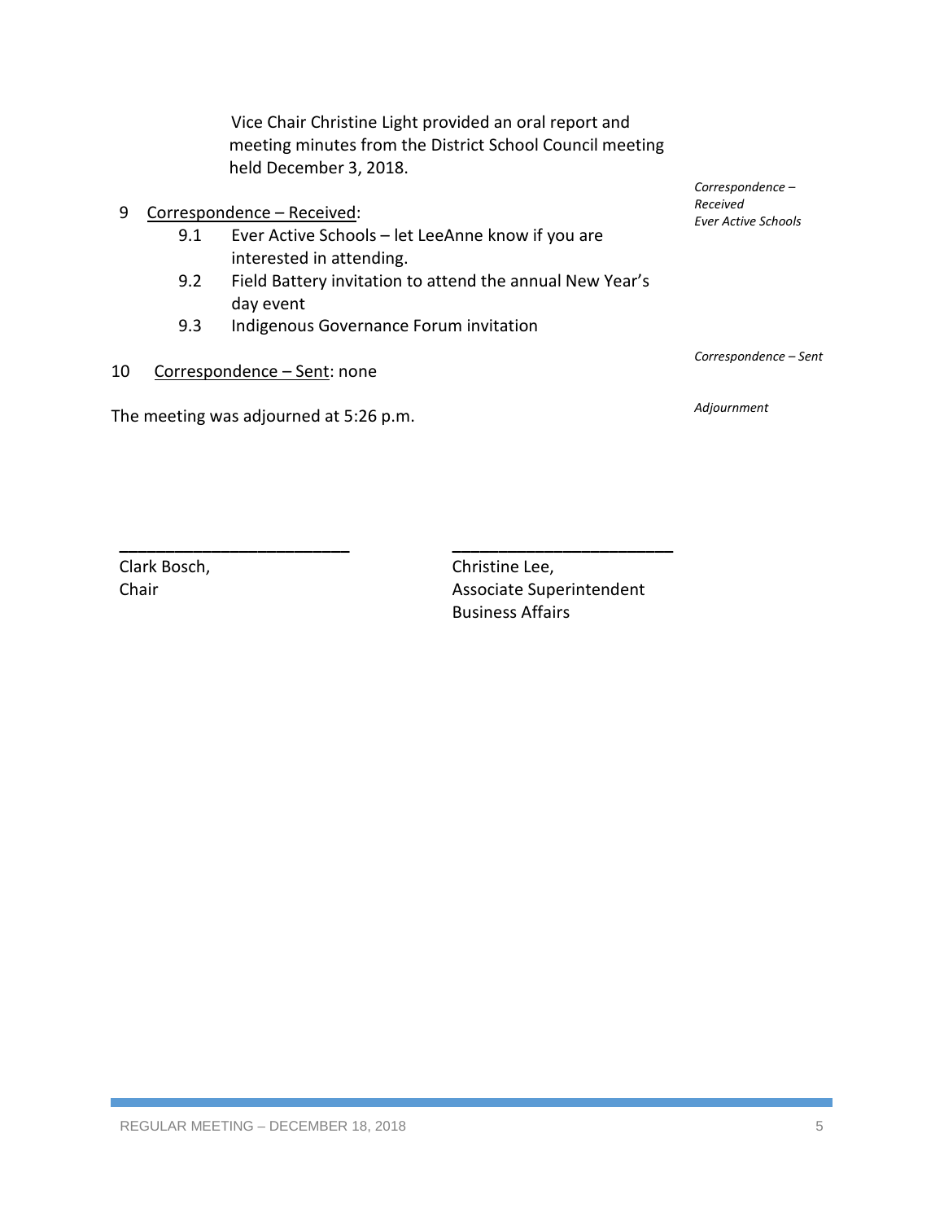Vice Chair Christine Light provided an oral report and meeting minutes from the District School Council meeting held December 3, 2018.

*Correspondence – Received Ever Active Schools*

9 Correspondence – Received:

9.1 Ever Active Schools – let LeeAnne know if you are interested in attending.

9.2 Field Battery invitation to attend the annual New Year's day event

9.3 Indigenous Governance Forum invitation

*Correspondence – Sent*

10 Correspondence – Sent: none

*Adjournment*

The meeting was adjourned at 5:26 p.m.

\_\_\_\_\_\_\_\_\_\_\_\_\_\_\_\_\_\_\_\_\_\_\_\_\_\_
Clark Bosch,
Chair

\_\_\_\_\_\_\_\_\_\_\_\_\_\_\_\_\_\_\_\_\_\_\_\_\_\_
Christine Lee,
Associate Superintendent
Business Affairs